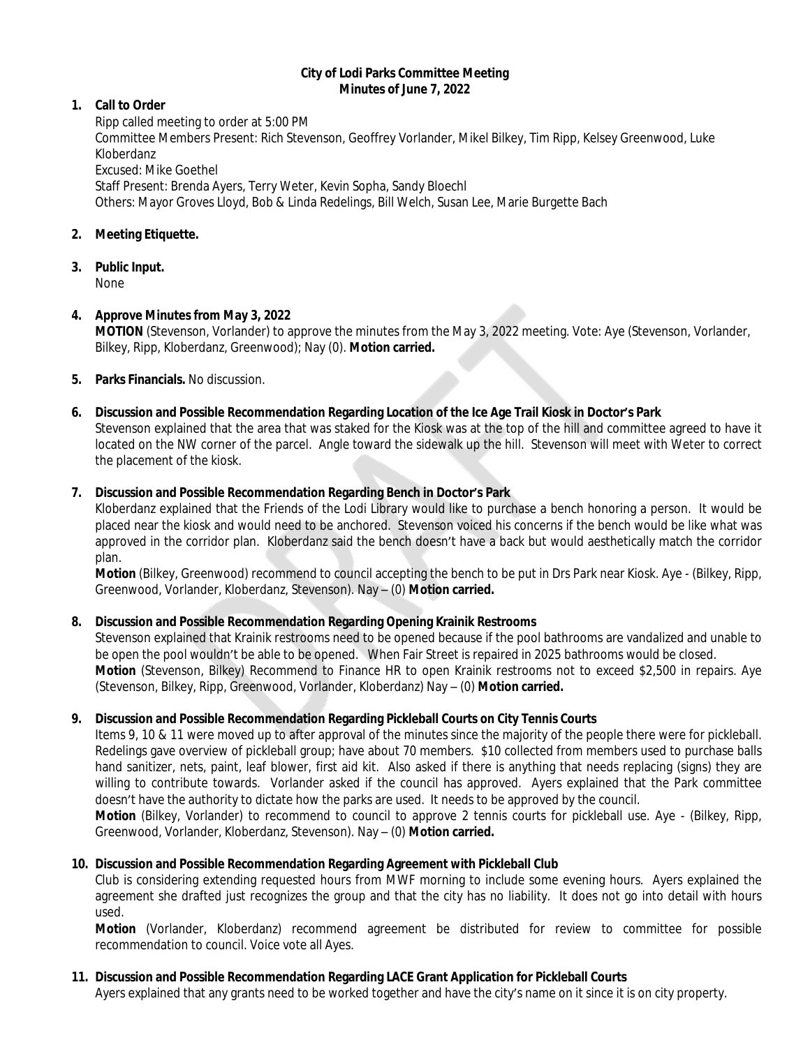**City of Lodi Parks Committee Meeting**
**Minutes of June 7, 2022**

1. **Call to Order**
   Ripp called meeting to order at 5:00 PM
   Committee Members Present: Rich Stevenson, Geoffrey Vorlander, Mikel Bilkey, Tim Ripp, Kelsey Greenwood, Luke Kloberdanz
   Excused: Mike Goethel
   Staff Present: Brenda Ayers, Terry Weter, Kevin Sopha, Sandy Bloechl
   Others: Mayor Groves Lloyd, Bob & Linda Redelings, Bill Welch, Susan Lee, Marie Burgette Bach

2. **Meeting Etiquette.**

3. **Public Input.**
   None

4. **Approve Minutes from May 3, 2022**
   **MOTION** (Stevenson, Vorlander) to approve the minutes from the May 3, 2022 meeting. Vote: Aye (Stevenson, Vorlander, Bilkey, Ripp, Kloberdanz, Greenwood); Nay (0). **Motion carried.**

5. **Parks Financials.** No discussion.

6. **Discussion and Possible Recommendation Regarding Location of the Ice Age Trail Kiosk in Doctor's Park**
   Stevenson explained that the area that was staked for the Kiosk was at the top of the hill and committee agreed to have it located on the NW corner of the parcel. Angle toward the sidewalk up the hill. Stevenson will meet with Weter to correct the placement of the kiosk.

7. **Discussion and Possible Recommendation Regarding Bench in Doctor's Park**
   Kloberdanz explained that the Friends of the Lodi Library would like to purchase a bench honoring a person. It would be placed near the kiosk and would need to be anchored. Stevenson voiced his concerns if the bench would be like what was approved in the corridor plan. Kloberdanz said the bench doesn't have a back but would aesthetically match the corridor plan.
   **Motion** (Bilkey, Greenwood) recommend to council accepting the bench to be put in Drs Park near Kiosk. Aye - (Bilkey, Ripp, Greenwood, Vorlander, Kloberdanz, Stevenson). Nay – (0) **Motion carried.**

8. **Discussion and Possible Recommendation Regarding Opening Krainik Restrooms**
   Stevenson explained that Krainik restrooms need to be opened because if the pool bathrooms are vandalized and unable to be open the pool wouldn't be able to be opened. When Fair Street is repaired in 2025 bathrooms would be closed.
   **Motion** (Stevenson, Bilkey) Recommend to Finance HR to open Krainik restrooms not to exceed $2,500 in repairs. Aye (Stevenson, Bilkey, Ripp, Greenwood, Vorlander, Kloberdanz) Nay – (0) **Motion carried.**

9. **Discussion and Possible Recommendation Regarding Pickleball Courts on City Tennis Courts**
   Items 9, 10 & 11 were moved up to after approval of the minutes since the majority of the people there were for pickleball. Redelings gave overview of pickleball group; have about 70 members. $10 collected from members used to purchase balls hand sanitizer, nets, paint, leaf blower, first aid kit. Also asked if there is anything that needs replacing (signs) they are willing to contribute towards. Vorlander asked if the council has approved. Ayers explained that the Park committee doesn't have the authority to dictate how the parks are used. It needs to be approved by the council.
   **Motion** (Bilkey, Vorlander) to recommend to council to approve 2 tennis courts for pickleball use. Aye - (Bilkey, Ripp, Greenwood, Vorlander, Kloberdanz, Stevenson). Nay – (0) **Motion carried.**

10. **Discussion and Possible Recommendation Regarding Agreement with Pickleball Club**
    Club is considering extending requested hours from MWF morning to include some evening hours. Ayers explained the agreement she drafted just recognizes the group and that the city has no liability. It does not go into detail with hours used.
    **Motion** (Vorlander, Kloberdanz) recommend agreement be distributed for review to committee for possible recommendation to council. Voice vote all Ayes.

11. **Discussion and Possible Recommendation Regarding LACE Grant Application for Pickleball Courts**
    Ayers explained that any grants need to be worked together and have the city's name on it since it is on city property.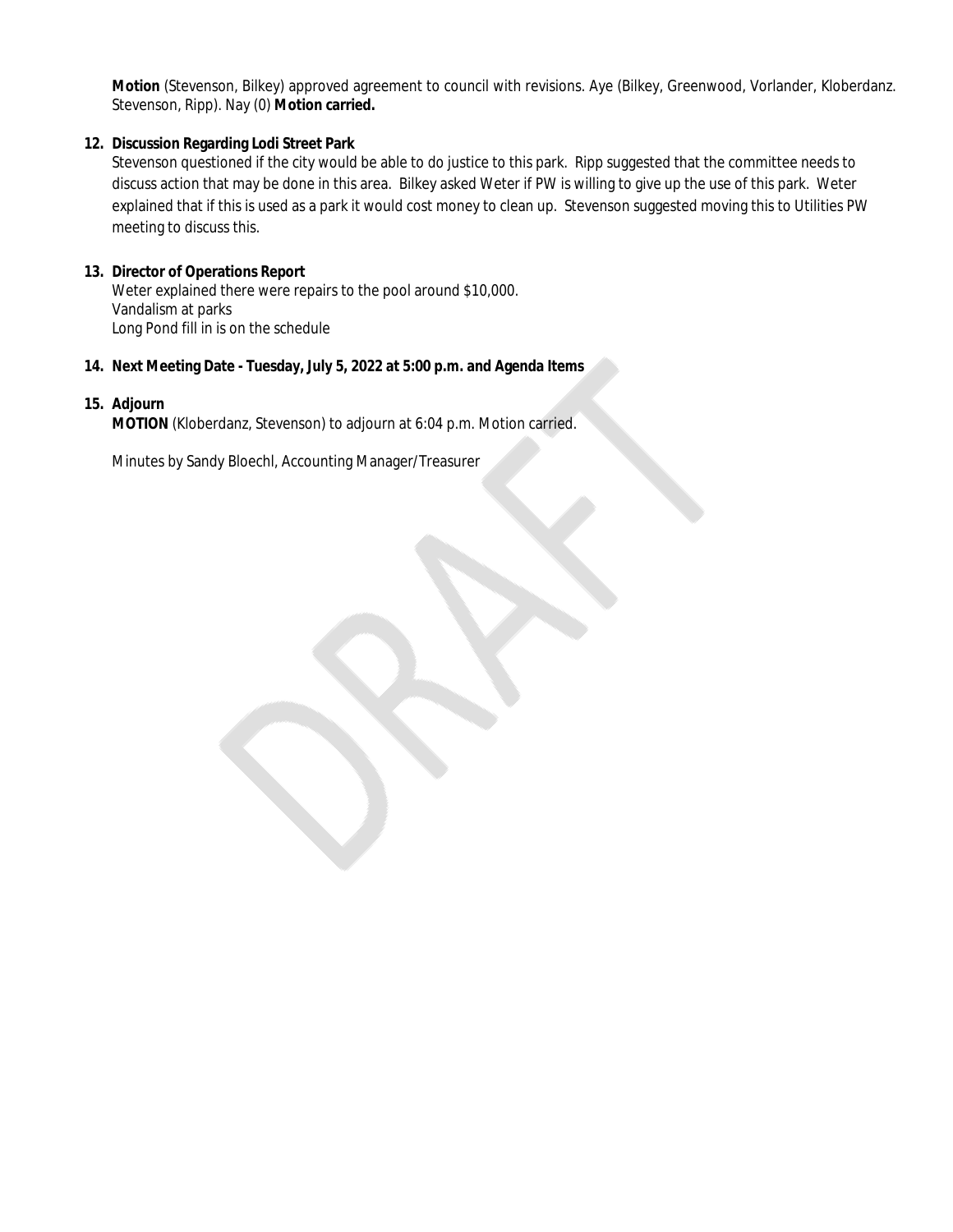**Motion** (Stevenson, Bilkey) approved agreement to council with revisions. Aye (Bilkey, Greenwood, Vorlander, Kloberdanz. Stevenson, Ripp). Nay (0) **Motion carried.**

12. **Discussion Regarding Lodi Street Park**

    Stevenson questioned if the city would be able to do justice to this park. Ripp suggested that the committee needs to discuss action that may be done in this area. Bilkey asked Weter if PW is willing to give up the use of this park. Weter explained that if this is used as a park it would cost money to clean up. Stevenson suggested moving this to Utilities PW meeting to discuss this.

13. **Director of Operations Report**

    Weter explained there were repairs to the pool around $10,000.
    Vandalism at parks
    Long Pond fill in is on the schedule

14. **Next Meeting Date - Tuesday, July 5, 2022 at 5:00 p.m. and Agenda Items**

15. **Adjourn**

    **MOTION** (Kloberdanz, Stevenson) to adjourn at 6:04 p.m. Motion carried.

    Minutes by Sandy Bloechl, Accounting Manager/Treasurer

DRAFT